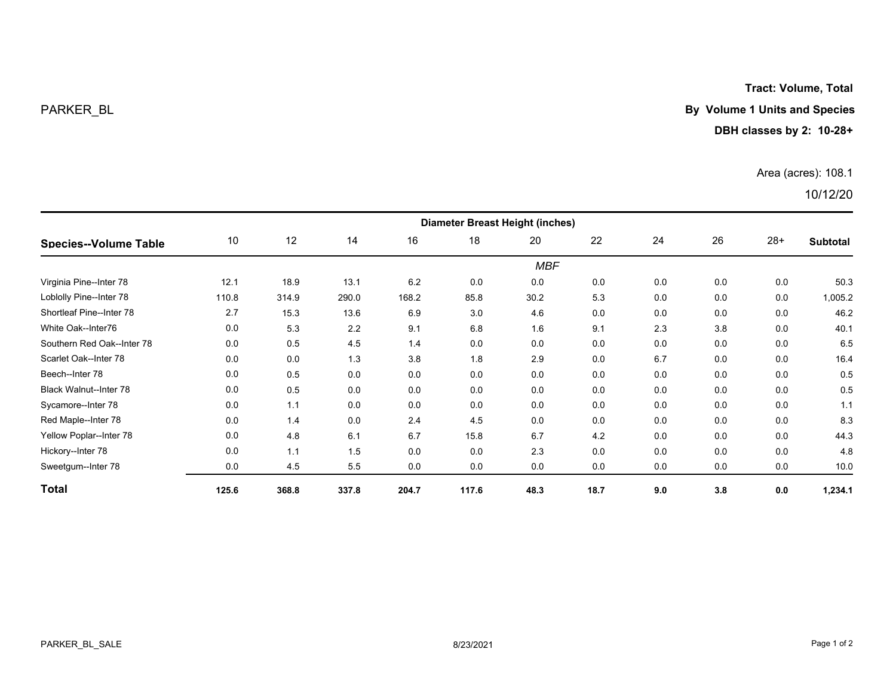PARKER_BL

**Tract: Volume, Total**

**By Volume 1 Units and Species**

**DBH classes by 2: 10-28+**

Area (acres): 108.1

10/12/20

| **Species--Volume Table** | Diameter Breast Height (inches) | | | | | | | | | | |
|---|---|---|---|---|---|---|---|---|---|---|---|
| | 10 | 12 | 14 | 16 | 18 | 20 | 22 | 24 | 26 | 28+ | **Subtotal** |
| | | | | | | *MBF* | | | | | |
| Virginia Pine--Inter 78 | 12.1 | 18.9 | 13.1 | 6.2 | 0.0 | 0.0 | 0.0 | 0.0 | 0.0 | 0.0 | 50.3 |
| Loblolly Pine--Inter 78 | 110.8 | 314.9 | 290.0 | 168.2 | 85.8 | 30.2 | 5.3 | 0.0 | 0.0 | 0.0 | 1,005.2 |
| Shortleaf Pine--Inter 78 | 2.7 | 15.3 | 13.6 | 6.9 | 3.0 | 4.6 | 0.0 | 0.0 | 0.0 | 0.0 | 46.2 |
| White Oak--Inter76 | 0.0 | 5.3 | 2.2 | 9.1 | 6.8 | 1.6 | 9.1 | 2.3 | 3.8 | 0.0 | 40.1 |
| Southern Red Oak--Inter 78 | 0.0 | 0.5 | 4.5 | 1.4 | 0.0 | 0.0 | 0.0 | 0.0 | 0.0 | 0.0 | 6.5 |
| Scarlet Oak--Inter 78 | 0.0 | 0.0 | 1.3 | 3.8 | 1.8 | 2.9 | 0.0 | 6.7 | 0.0 | 0.0 | 16.4 |
| Beech--Inter 78 | 0.0 | 0.5 | 0.0 | 0.0 | 0.0 | 0.0 | 0.0 | 0.0 | 0.0 | 0.0 | 0.5 |
| Black Walnut--Inter 78 | 0.0 | 0.5 | 0.0 | 0.0 | 0.0 | 0.0 | 0.0 | 0.0 | 0.0 | 0.0 | 0.5 |
| Sycamore--Inter 78 | 0.0 | 1.1 | 0.0 | 0.0 | 0.0 | 0.0 | 0.0 | 0.0 | 0.0 | 0.0 | 1.1 |
| Red Maple--Inter 78 | 0.0 | 1.4 | 0.0 | 2.4 | 4.5 | 0.0 | 0.0 | 0.0 | 0.0 | 0.0 | 8.3 |
| Yellow Poplar--Inter 78 | 0.0 | 4.8 | 6.1 | 6.7 | 15.8 | 6.7 | 4.2 | 0.0 | 0.0 | 0.0 | 44.3 |
| Hickory--Inter 78 | 0.0 | 1.1 | 1.5 | 0.0 | 0.0 | 2.3 | 0.0 | 0.0 | 0.0 | 0.0 | 4.8 |
| Sweetgum--Inter 78 | 0.0 | 4.5 | 5.5 | 0.0 | 0.0 | 0.0 | 0.0 | 0.0 | 0.0 | 0.0 | 10.0 |
| **Total** | **125.6** | **368.8** | **337.8** | **204.7** | **117.6** | **48.3** | **18.7** | **9.0** | **3.8** | **0.0** | **1,234.1** |

PARKER_BL_SALE 8/23/2021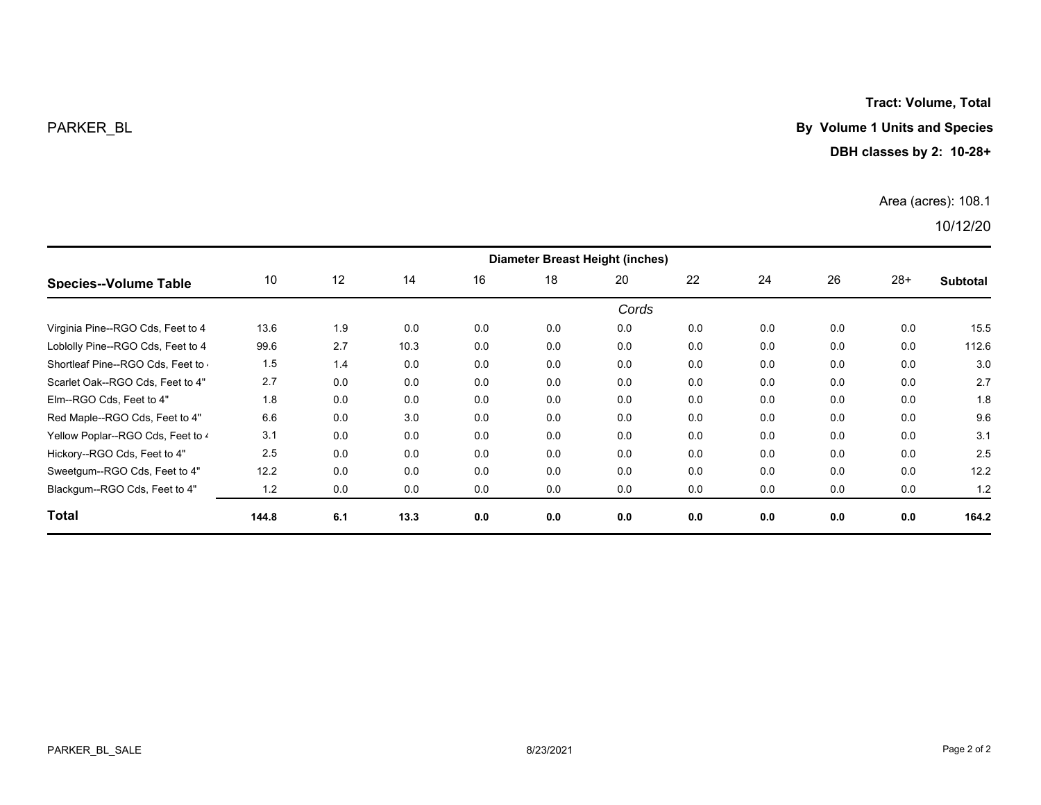PARKER_BL

**Tract: Volume, Total**

**By Volume 1 Units and Species**

**DBH classes by 2: 10-28+**

Area (acres): 108.1

10/12/20

| Species--Volume Table | 10 | 12 | 14 | 16 | 18 | 20 | 22 | 24 | 26 | 28+ | Subtotal |
|---|---|---|---|---|---|---|---|---|---|---|---|
| | Diameter Breast Height (inches) | | | | | | | | | | |
| | *Cords* | | | | | | | | | | |
| Virginia Pine--RGO Cds, Feet to 4 | 13.6 | 1.9 | 0.0 | 0.0 | 0.0 | 0.0 | 0.0 | 0.0 | 0.0 | 0.0 | 15.5 |
| Loblolly Pine--RGO Cds, Feet to 4 | 99.6 | 2.7 | 10.3 | 0.0 | 0.0 | 0.0 | 0.0 | 0.0 | 0.0 | 0.0 | 112.6 |
| Shortleaf Pine--RGO Cds, Feet to 4 | 1.5 | 1.4 | 0.0 | 0.0 | 0.0 | 0.0 | 0.0 | 0.0 | 0.0 | 0.0 | 3.0 |
| Scarlet Oak--RGO Cds, Feet to 4" | 2.7 | 0.0 | 0.0 | 0.0 | 0.0 | 0.0 | 0.0 | 0.0 | 0.0 | 0.0 | 2.7 |
| Elm--RGO Cds, Feet to 4" | 1.8 | 0.0 | 0.0 | 0.0 | 0.0 | 0.0 | 0.0 | 0.0 | 0.0 | 0.0 | 1.8 |
| Red Maple--RGO Cds, Feet to 4" | 6.6 | 0.0 | 3.0 | 0.0 | 0.0 | 0.0 | 0.0 | 0.0 | 0.0 | 0.0 | 9.6 |
| Yellow Poplar--RGO Cds, Feet to 4 | 3.1 | 0.0 | 0.0 | 0.0 | 0.0 | 0.0 | 0.0 | 0.0 | 0.0 | 0.0 | 3.1 |
| Hickory--RGO Cds, Feet to 4" | 2.5 | 0.0 | 0.0 | 0.0 | 0.0 | 0.0 | 0.0 | 0.0 | 0.0 | 0.0 | 2.5 |
| Sweetgum--RGO Cds, Feet to 4" | 12.2 | 0.0 | 0.0 | 0.0 | 0.0 | 0.0 | 0.0 | 0.0 | 0.0 | 0.0 | 12.2 |
| Blackgum--RGO Cds, Feet to 4" | 1.2 | 0.0 | 0.0 | 0.0 | 0.0 | 0.0 | 0.0 | 0.0 | 0.0 | 0.0 | 1.2 |
| **Total** | **144.8** | **6.1** | **13.3** | **0.0** | **0.0** | **0.0** | **0.0** | **0.0** | **0.0** | **0.0** | **164.2** |

PARKER_BL_SALE

8/23/2021